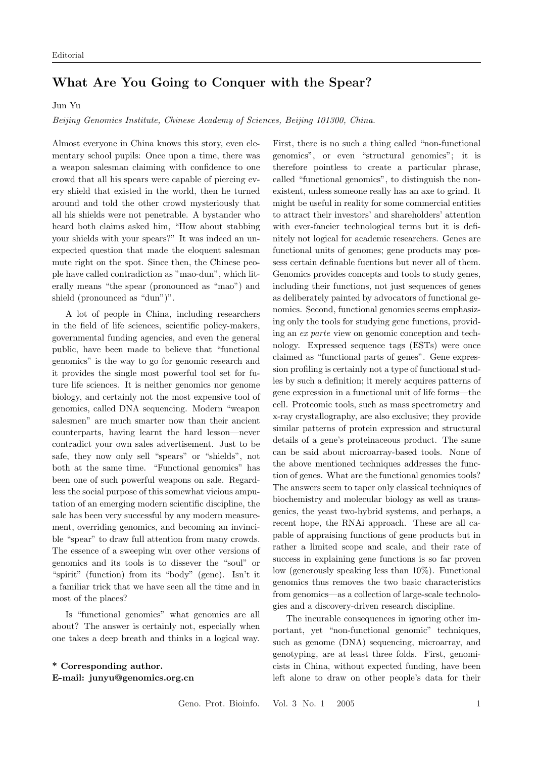Editorial

# What Are You Going to Conquer with the Spear?

Jun Yu

*Beijing Genomics Institute, Chinese Academy of Sciences, Beijing 101300, China.*

Almost everyone in China knows this story, even elementary school pupils: Once upon a time, there was a weapon salesman claiming with confidence to one crowd that all his spears were capable of piercing every shield that existed in the world, then he turned around and told the other crowd mysteriously that all his shields were not penetrable. A bystander who heard both claims asked him, "How about stabbing your shields with your spears?" It was indeed an unexpected question that made the eloquent salesman mute right on the spot. Since then, the Chinese people have called contradiction as "mao-dun", which literally means "the spear (pronounced as "mao") and shield (pronounced as "dun")".

A lot of people in China, including researchers in the field of life sciences, scientific policy-makers, governmental funding agencies, and even the general public, have been made to believe that "functional genomics" is the way to go for genomic research and it provides the single most powerful tool set for future life sciences. It is neither genomics nor genome biology, and certainly not the most expensive tool of genomics, called DNA sequencing. Modern "weapon salesmen" are much smarter now than their ancient counterparts, having learnt the hard lesson—never contradict your own sales advertisement. Just to be safe, they now only sell "spears" or "shields", not both at the same time. "Functional genomics" has been one of such powerful weapons on sale. Regardless the social purpose of this somewhat vicious amputation of an emerging modern scientific discipline, the sale has been very successful by any modern measurement, overriding genomics, and becoming an invincible "spear" to draw full attention from many crowds. The essence of a sweeping win over other versions of genomics and its tools is to dissever the "soul" or "spirit" (function) from its "body" (gene). Isn't it a familiar trick that we have seen all the time and in most of the places?

Is "functional genomics" what genomics are all about? The answer is certainly not, especially when one takes a deep breath and thinks in a logical way. First, there is no such a thing called "non-functional genomics", or even "structural genomics"; it is therefore pointless to create a particular phrase, called "functional genomics", to distinguish the non-existent, unless someone really has an axe to grind. It might be useful in reality for some commercial entities to attract their investors' and shareholders' attention with ever-fancier technological terms but it is definitely not logical for academic researchers. Genes are functional units of genomes; gene products may possess certain definable fucntions but never all of them. Genomics provides concepts and tools to study genes, including their functions, not just sequences of genes as deliberately painted by advocators of functional genomics. Second, functional genomics seems emphasizing only the tools for studying gene functions, providing an *ex parte* view on genomic conception and technology. Expressed sequence tags (ESTs) were once claimed as "functional parts of genes". Gene expression profiling is certainly not a type of functional studies by such a definition; it merely acquires patterns of gene expression in a functional unit of life forms—the cell. Proteomic tools, such as mass spectrometry and x-ray crystallography, are also exclusive; they provide similar patterns of protein expression and structural details of a gene's proteinaceous product. The same can be said about microarray-based tools. None of the above mentioned techniques addresses the function of genes. What are the functional genomics tools? The answers seem to taper only classical techniques of biochemistry and molecular biology as well as transgenics, the yeast two-hybrid systems, and perhaps, a recent hope, the RNAi approach. These are all capable of appraising functions of gene products but in rather a limited scope and scale, and their rate of success in explaining gene functions is so far proven low (generously speaking less than 10%). Functional genomics thus removes the two basic characteristics from genomics—as a collection of large-scale technologies and a discovery-driven research discipline.

The incurable consequences in ignoring other important, yet "non-functional genomic" techniques, such as genome (DNA) sequencing, microarray, and genotyping, are at least three folds. First, genomicists in China, without expected funding, have been left alone to draw on other people's data for their

**\* Corresponding author.**
**E-mail: junyu@genomics.org.cn**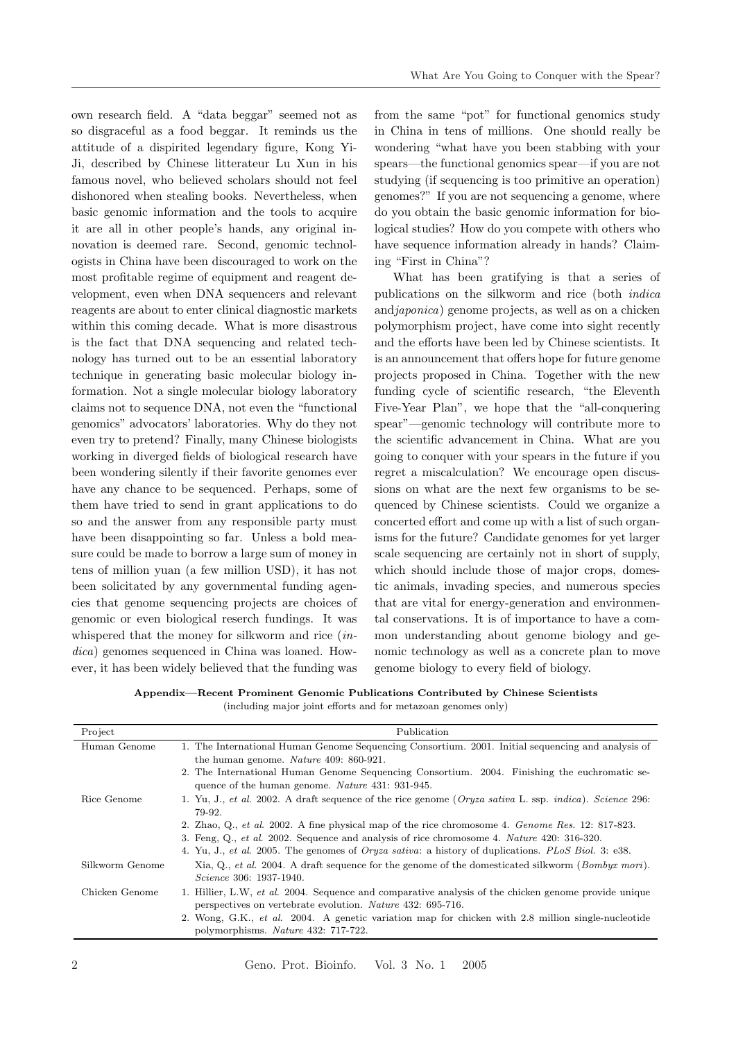own research field. A "data beggar" seemed not as so disgraceful as a food beggar. It reminds us the attitude of a dispirited legendary figure, Kong Yi-Ji, described by Chinese litterateur Lu Xun in his famous novel, who believed scholars should not feel dishonored when stealing books. Nevertheless, when basic genomic information and the tools to acquire it are all in other people's hands, any original innovation is deemed rare. Second, genomic technologists in China have been discouraged to work on the most profitable regime of equipment and reagent development, even when DNA sequencers and relevant reagents are about to enter clinical diagnostic markets within this coming decade. What is more disastrous is the fact that DNA sequencing and related technology has turned out to be an essential laboratory technique in generating basic molecular biology information. Not a single molecular biology laboratory claims not to sequence DNA, not even the "functional genomics" advocators' laboratories. Why do they not even try to pretend? Finally, many Chinese biologists working in diverged fields of biological research have been wondering silently if their favorite genomes ever have any chance to be sequenced. Perhaps, some of them have tried to send in grant applications to do so and the answer from any responsible party must have been disappointing so far. Unless a bold measure could be made to borrow a large sum of money in tens of million yuan (a few million USD), it has not been solicitated by any governmental funding agencies that genome sequencing projects are choices of genomic or even biological reserch fundings. It was whispered that the money for silkworm and rice (*indica*) genomes sequenced in China was loaned. However, it has been widely believed that the funding was from the same "pot" for functional genomics study in China in tens of millions. One should really be wondering "what have you been stabbing with your spears—the functional genomics spear—if you are not studying (if sequencing is too primitive an operation) genomes?" If you are not sequencing a genome, where do you obtain the basic genomic information for biological studies? How do you compete with others who have sequence information already in hands? Claiming "First in China"?

What has been gratifying is that a series of publications on the silkworm and rice (both *indica* and*japonica*) genome projects, as well as on a chicken polymorphism project, have come into sight recently and the efforts have been led by Chinese scientists. It is an announcement that offers hope for future genome projects proposed in China. Together with the new funding cycle of scientific research, "the Eleventh Five-Year Plan", we hope that the "all-conquering spear"—genomic technology will contribute more to the scientific advancement in China. What are you going to conquer with your spears in the future if you regret a miscalculation? We encourage open discussions on what are the next few organisms to be sequenced by Chinese scientists. Could we organize a concerted effort and come up with a list of such organisms for the future? Candidate genomes for yet larger scale sequencing are certainly not in short of supply, which should include those of major crops, domestic animals, invading species, and numerous species that are vital for energy-generation and environmental conservations. It is of importance to have a common understanding about genome biology and genomic technology as well as a concrete plan to move genome biology to every field of biology.

**Appendix—Recent Prominent Genomic Publications Contributed by Chinese Scientists**
(including major joint efforts and for metazoan genomes only)

| Project | Publication |
|---|---|
| Human Genome | 1. The International Human Genome Sequencing Consortium. 2001. Initial sequencing and analysis of the human genome. *Nature* 409: 860-921. |
| | 2. The International Human Genome Sequencing Consortium. 2004. Finishing the euchromatic sequence of the human genome. *Nature* 431: 931-945. |
| Rice Genome | 1. Yu, J., *et al.* 2002. A draft sequence of the rice genome (*Oryza sativa* L. ssp. *indica*). *Science* 296: 79-92. |
| | 2. Zhao, Q., *et al.* 2002. A fine physical map of the rice chromosome 4. *Genome Res.* 12: 817-823. |
| | 3. Feng, Q., *et al.* 2002. Sequence and analysis of rice chromosome 4. *Nature* 420: 316-320. |
| | 4. Yu, J., *et al.* 2005. The genomes of *Oryza sativa*: a history of duplications. *PLoS Biol.* 3: e38. |
| Silkworm Genome | Xia, Q., *et al.* 2004. A draft sequence for the genome of the domesticated silkworm (*Bombyx mori*). *Science* 306: 1937-1940. |
| Chicken Genome | 1. Hillier, L.W, *et al.* 2004. Sequence and comparative analysis of the chicken genome provide unique perspectives on vertebrate evolution. *Nature* 432: 695-716. |
| | 2. Wong, G.K., *et al.* 2004. A genetic variation map for chicken with 2.8 million single-nucleotide polymorphisms. *Nature* 432: 717-722. |